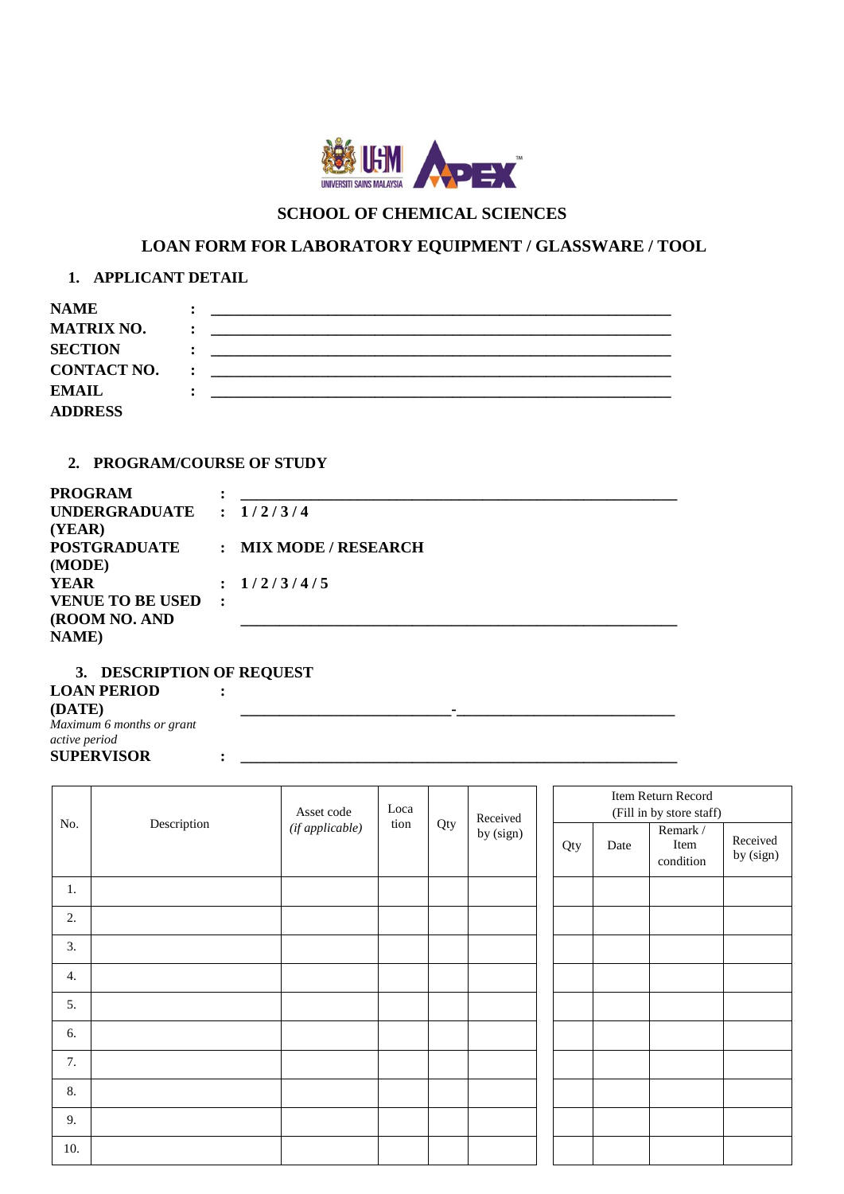# SCHOOL OF CHEMICAL SCIENCES

## LOAN FORM FOR LABORATORY EQUIPMENT / GLASSWARE / TOOL

### 1. APPLICANT DETAIL

**NAME** : ____________________________________________________________

**MATRIX NO.** : ____________________________________________________________

**SECTION** : ____________________________________________________________

**CONTACT NO.** : ____________________________________________________________

**EMAIL** : ____________________________________________________________

**ADDRESS**

### 2. PROGRAM/COURSE OF STUDY

**PROGRAM** : ____________________________________________________________

**UNDERGRADUATE (YEAR)** : **1 / 2 / 3 / 4**

**POSTGRADUATE (MODE)** : **MIX MODE / RESEARCH**

**YEAR** : **1 / 2 / 3 / 4 / 5**

**VENUE TO BE USED (ROOM NO. AND NAME)** : ____________________________________________________________

### 3. DESCRIPTION OF REQUEST

**LOAN PERIOD (DATE)** : ___________________________-____________________________

*Maximum 6 months or grant active period*

**SUPERVISOR** : ____________________________________________________________

| No. | Description | Asset code *(if applicable)* | Location | Qty | Received by (sign) | Item Return Record (Fill in by store staff) | | | |
|---|---|---|---|---|---|---|---|---|---|
| | | | | | | Qty | Date | Remark / Item condition | Received by (sign) |
| 1. | | | | | | | | | |
| 2. | | | | | | | | | |
| 3. | | | | | | | | | |
| 4. | | | | | | | | | |
| 5. | | | | | | | | | |
| 6. | | | | | | | | | |
| 7. | | | | | | | | | |
| 8. | | | | | | | | | |
| 9. | | | | | | | | | |
| 10. | | | | | | | | | |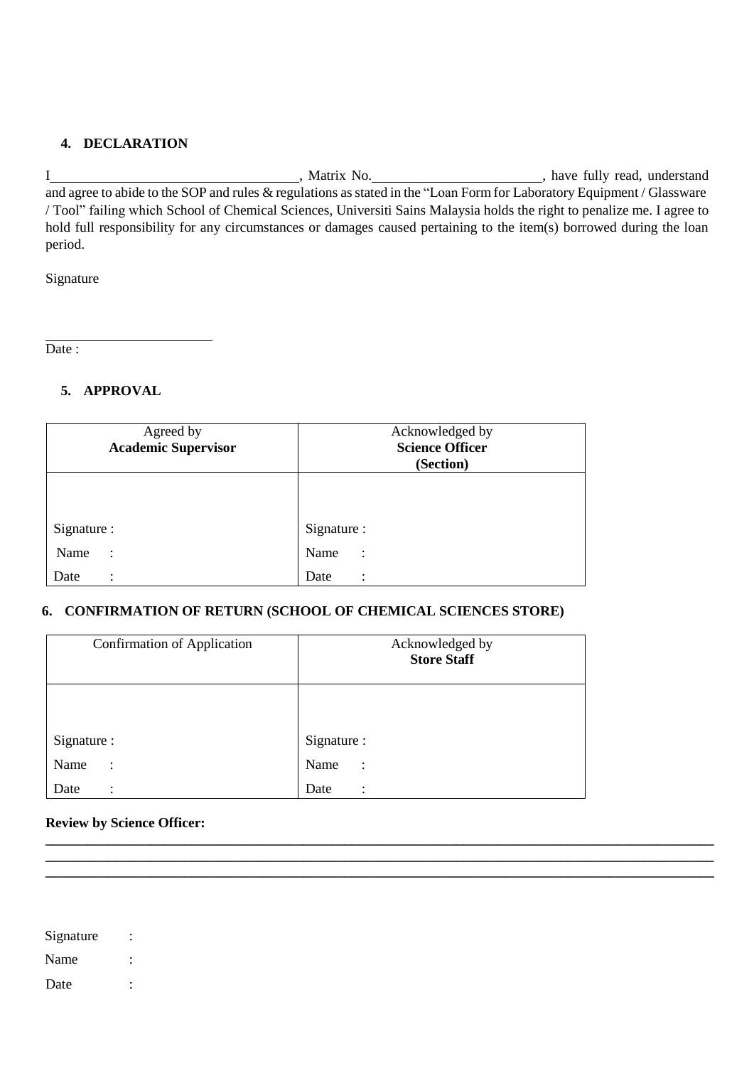## 4. DECLARATION

I\_\_\_\_\_\_\_\_\_\_\_\_\_\_\_\_\_\_\_\_\_\_\_\_\_\_\_\_\_\_\_\_\_\_, Matrix No.\_\_\_\_\_\_\_\_\_\_\_\_\_\_\_\_\_\_\_\_\_\_\_\_, have fully read, understand and agree to abide to the SOP and rules & regulations as stated in the "Loan Form for Laboratory Equipment / Glassware / Tool" failing which School of Chemical Sciences, Universiti Sains Malaysia holds the right to penalize me. I agree to hold full responsibility for any circumstances or damages caused pertaining to the item(s) borrowed during the loan period.

Signature

\_\_\_\_\_\_\_\_\_\_\_\_\_\_\_\_\_\_\_\_\_\_\_\_

Date :

## 5. APPROVAL

| Agreed by **Academic Supervisor** | Acknowledged by **Science Officer (Section)** |
|---|---|
| Signature : | Signature : |
| Name : | Name : |
| Date : | Date : |

## 6. CONFIRMATION OF RETURN (SCHOOL OF CHEMICAL SCIENCES STORE)

| Confirmation of Application | Acknowledged by **Store Staff** |
|---|---|
| Signature : | Signature : |
| Name : | Name : |
| Date : | Date : |

**Review by Science Officer:**

\_\_\_\_\_\_\_\_\_\_\_\_\_\_\_\_\_\_\_\_\_\_\_\_\_\_\_\_\_\_\_\_\_\_\_\_\_\_\_\_\_\_\_\_\_\_\_\_\_\_\_\_\_\_\_\_\_\_\_\_\_\_\_\_\_\_\_\_\_\_\_\_\_\_\_\_\_\_\_\_\_\_\_\_\_\_\_\_\_\_

\_\_\_\_\_\_\_\_\_\_\_\_\_\_\_\_\_\_\_\_\_\_\_\_\_\_\_\_\_\_\_\_\_\_\_\_\_\_\_\_\_\_\_\_\_\_\_\_\_\_\_\_\_\_\_\_\_\_\_\_\_\_\_\_\_\_\_\_\_\_\_\_\_\_\_\_\_\_\_\_\_\_\_\_\_\_\_\_\_\_

\_\_\_\_\_\_\_\_\_\_\_\_\_\_\_\_\_\_\_\_\_\_\_\_\_\_\_\_\_\_\_\_\_\_\_\_\_\_\_\_\_\_\_\_\_\_\_\_\_\_\_\_\_\_\_\_\_\_\_\_\_\_\_\_\_\_\_\_\_\_\_\_\_\_\_\_\_\_\_\_\_\_\_\_\_\_\_\_\_\_

Signature :

Name :

Date :